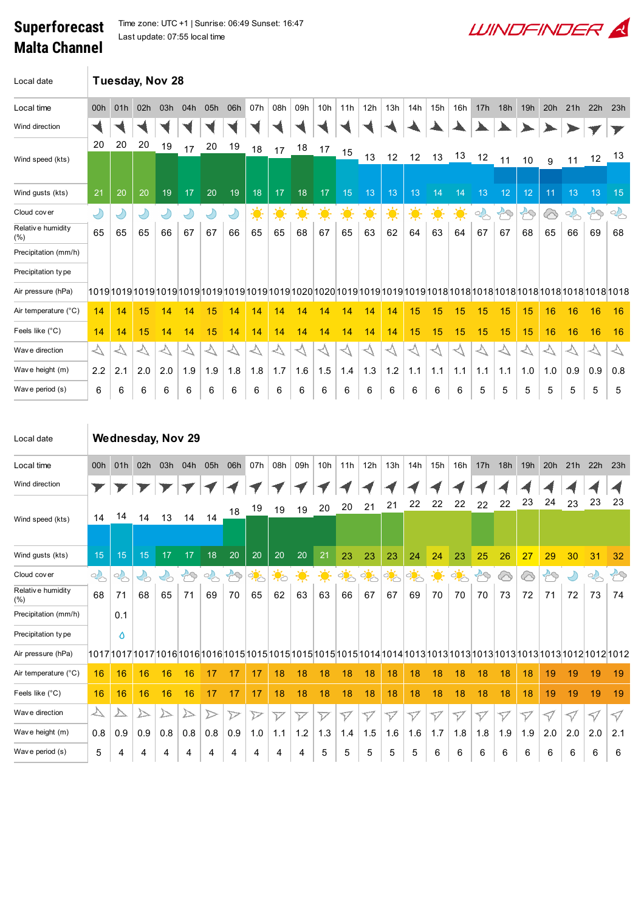# Superforecast Malta Channel

Time zone: UTC +1 | Sunrise: 06:49 Sunset: 16:47
Last update: 07:55 local time

WINDFINDER

## Tuesday, Nov 28

| Local time | 00h | 01h | 02h | 03h | 04h | 05h | 06h | 07h | 08h | 09h | 10h | 11h | 12h | 13h | 14h | 15h | 16h | 17h | 18h | 19h | 20h | 21h | 22h | 23h |
|---|---|---|---|---|---|---|---|---|---|---|---|---|---|---|---|---|---|---|---|---|---|---|---|---|
| Wind direction | | | | | | | | | | | | | | | | | | | | | | | | |
| Wind speed (kts) | 20 | 20 | 20 | 19 | 17 | 20 | 19 | 18 | 17 | 18 | 17 | 15 | 13 | 12 | 12 | 13 | 13 | 12 | 11 | 10 | 9 | 11 | 12 | 13 |
| Wind gusts (kts) | 21 | 20 | 20 | 19 | 17 | 20 | 19 | 18 | 17 | 18 | 17 | 15 | 13 | 13 | 13 | 14 | 14 | 13 | 12 | 12 | 11 | 13 | 13 | 15 |
| Cloud cover | | | | | | | | | | | | | | | | | | | | | | | | |
| Relative humidity (%) | 65 | 65 | 65 | 66 | 67 | 67 | 66 | 65 | 65 | 68 | 67 | 65 | 63 | 62 | 64 | 63 | 64 | 67 | 67 | 68 | 65 | 66 | 69 | 68 |
| Precipitation (mm/h) | | | | | | | | | | | | | | | | | | | | | | | | |
| Precipitation type | | | | | | | | | | | | | | | | | | | | | | | | |
| Air pressure (hPa) | 1019 | 1019 | 1019 | 1019 | 1019 | 1019 | 1019 | 1019 | 1019 | 1020 | 1020 | 1019 | 1019 | 1019 | 1019 | 1018 | 1018 | 1018 | 1018 | 1018 | 1018 | 1018 | 1018 | 1018 |
| Air temperature (°C) | 14 | 14 | 15 | 14 | 14 | 15 | 14 | 14 | 14 | 14 | 14 | 14 | 14 | 14 | 15 | 15 | 15 | 15 | 15 | 15 | 16 | 16 | 16 | 16 |
| Feels like (°C) | 14 | 14 | 15 | 14 | 14 | 15 | 14 | 14 | 14 | 14 | 14 | 14 | 14 | 14 | 15 | 15 | 15 | 15 | 15 | 15 | 16 | 16 | 16 | 16 |
| Wave direction | | | | | | | | | | | | | | | | | | | | | | | | |
| Wave height (m) | 2.2 | 2.1 | 2.0 | 2.0 | 1.9 | 1.9 | 1.8 | 1.8 | 1.7 | 1.6 | 1.5 | 1.4 | 1.3 | 1.2 | 1.1 | 1.1 | 1.1 | 1.1 | 1.1 | 1.0 | 1.0 | 0.9 | 0.9 | 0.8 |
| Wave period (s) | 6 | 6 | 6 | 6 | 6 | 6 | 6 | 6 | 6 | 6 | 6 | 6 | 6 | 6 | 6 | 6 | 6 | 5 | 5 | 5 | 5 | 5 | 5 | 5 |

## Wednesday, Nov 29

| Local time | 00h | 01h | 02h | 03h | 04h | 05h | 06h | 07h | 08h | 09h | 10h | 11h | 12h | 13h | 14h | 15h | 16h | 17h | 18h | 19h | 20h | 21h | 22h | 23h |
|---|---|---|---|---|---|---|---|---|---|---|---|---|---|---|---|---|---|---|---|---|---|---|---|---|
| Wind direction | | | | | | | | | | | | | | | | | | | | | | | | |
| Wind speed (kts) | 14 | 14 | 14 | 13 | 14 | 14 | 18 | 19 | 19 | 19 | 20 | 20 | 21 | 21 | 22 | 22 | 22 | 22 | 22 | 23 | 24 | 23 | 23 | 23 |
| Wind gusts (kts) | 15 | 15 | 15 | 17 | 17 | 18 | 20 | 20 | 20 | 20 | 21 | 23 | 23 | 23 | 24 | 24 | 23 | 25 | 26 | 27 | 29 | 30 | 31 | 32 |
| Cloud cover | | | | | | | | | | | | | | | | | | | | | | | | |
| Relative humidity (%) | 68 | 71 | 68 | 65 | 71 | 69 | 70 | 65 | 62 | 63 | 63 | 66 | 67 | 67 | 69 | 70 | 70 | 70 | 73 | 72 | 71 | 72 | 73 | 74 |
| Precipitation (mm/h) | | 0.1 | | | | | | | | | | | | | | | | | | | | | | |
| Precipitation type | | 💧 | | | | | | | | | | | | | | | | | | | | | | |
| Air pressure (hPa) | 1017 | 1017 | 1017 | 1016 | 1016 | 1016 | 1015 | 1015 | 1015 | 1015 | 1015 | 1015 | 1014 | 1014 | 1013 | 1013 | 1013 | 1013 | 1013 | 1013 | 1013 | 1012 | 1012 | 1012 |
| Air temperature (°C) | 16 | 16 | 16 | 16 | 16 | 17 | 17 | 17 | 18 | 18 | 18 | 18 | 18 | 18 | 18 | 18 | 18 | 18 | 18 | 18 | 19 | 19 | 19 | 19 |
| Feels like (°C) | 16 | 16 | 16 | 16 | 16 | 17 | 17 | 17 | 18 | 18 | 18 | 18 | 18 | 18 | 18 | 18 | 18 | 18 | 18 | 18 | 19 | 19 | 19 | 19 |
| Wave direction | | | | | | | | | | | | | | | | | | | | | | | | |
| Wave height (m) | 0.8 | 0.9 | 0.9 | 0.8 | 0.8 | 0.8 | 0.9 | 1.0 | 1.1 | 1.2 | 1.3 | 1.4 | 1.5 | 1.6 | 1.6 | 1.7 | 1.8 | 1.8 | 1.9 | 1.9 | 2.0 | 2.0 | 2.0 | 2.1 |
| Wave period (s) | 5 | 4 | 4 | 4 | 4 | 4 | 4 | 4 | 4 | 4 | 5 | 5 | 5 | 5 | 5 | 6 | 6 | 6 | 6 | 6 | 6 | 6 | 6 | 6 |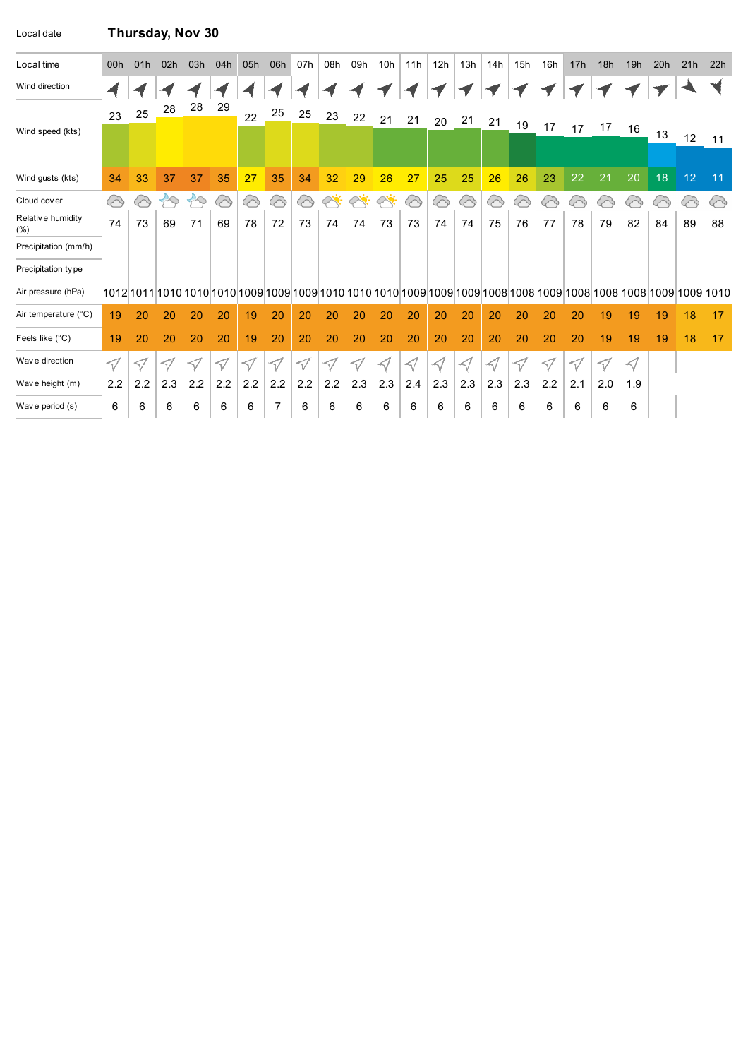| Local date | Thursday, Nov 30 | | | | | | | | | | | | | | | | | | | | | | |
|---|---|---|---|---|---|---|---|---|---|---|---|---|---|---|---|---|---|---|---|---|---|---|---|
| Local time | 00h | 01h | 02h | 03h | 04h | 05h | 06h | 07h | 08h | 09h | 10h | 11h | 12h | 13h | 14h | 15h | 16h | 17h | 18h | 19h | 20h | 21h | 22h |
| Wind direction | | | | | | | | | | | | | | | | | | | | | | | |
| Wind speed (kts) | 23 | 25 | 28 | 28 | 29 | 22 | 25 | 25 | 23 | 22 | 21 | 21 | 20 | 21 | 21 | 19 | 17 | 17 | 17 | 16 | 13 | 12 | 11 |
| Wind gusts (kts) | 34 | 33 | 37 | 37 | 35 | 27 | 35 | 34 | 32 | 29 | 26 | 27 | 25 | 25 | 26 | 26 | 23 | 22 | 21 | 20 | 18 | 12 | 11 |
| Cloud cover | | | | | | | | | | | | | | | | | | | | | | | |
| Relative humidity (%) | 74 | 73 | 69 | 71 | 69 | 78 | 72 | 73 | 74 | 74 | 73 | 73 | 74 | 74 | 75 | 76 | 77 | 78 | 79 | 82 | 84 | 89 | 88 |
| Precipitation (mm/h) | | | | | | | | | | | | | | | | | | | | | | | |
| Precipitation type | | | | | | | | | | | | | | | | | | | | | | | |
| Air pressure (hPa) | 1012 | 1011 | 1010 | 1010 | 1010 | 1009 | 1009 | 1009 | 1010 | 1010 | 1010 | 1009 | 1009 | 1009 | 1008 | 1008 | 1009 | 1008 | 1008 | 1008 | 1009 | 1009 | 1010 |
| Air temperature (°C) | 19 | 20 | 20 | 20 | 20 | 19 | 20 | 20 | 20 | 20 | 20 | 20 | 20 | 20 | 20 | 20 | 20 | 20 | 19 | 19 | 19 | 18 | 17 |
| Feels like (°C) | 19 | 20 | 20 | 20 | 20 | 19 | 20 | 20 | 20 | 20 | 20 | 20 | 20 | 20 | 20 | 20 | 20 | 20 | 19 | 19 | 19 | 18 | 17 |
| Wave direction | | | | | | | | | | | | | | | | | | | | | | | |
| Wave height (m) | 2.2 | 2.2 | 2.3 | 2.2 | 2.2 | 2.2 | 2.2 | 2.2 | 2.2 | 2.3 | 2.3 | 2.4 | 2.3 | 2.3 | 2.3 | 2.3 | 2.2 | 2.1 | 2.0 | 1.9 | | | |
| Wave period (s) | 6 | 6 | 6 | 6 | 6 | 6 | 7 | 6 | 6 | 6 | 6 | 6 | 6 | 6 | 6 | 6 | 6 | 6 | 6 | 6 | | | |